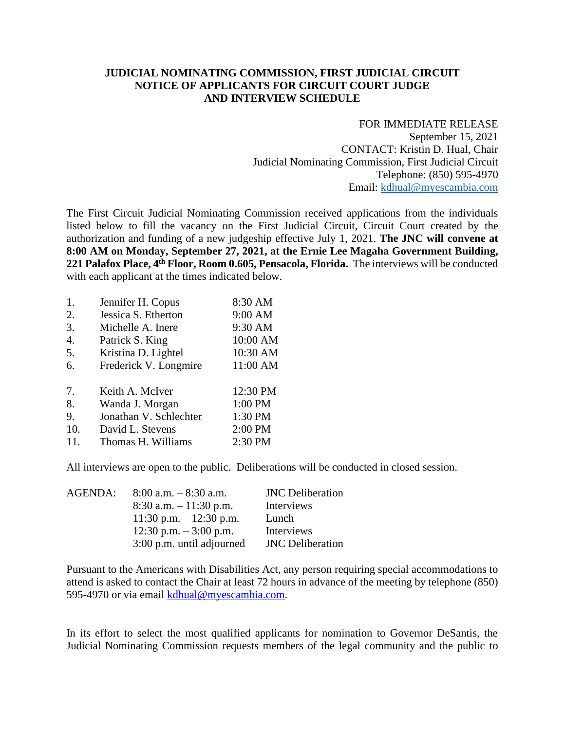# JUDICIAL NOMINATING COMMISSION, FIRST JUDICIAL CIRCUIT
## NOTICE OF APPLICANTS FOR CIRCUIT COURT JUDGE AND INTERVIEW SCHEDULE

FOR IMMEDIATE RELEASE
September 15, 2021
CONTACT: Kristin D. Hual, Chair
Judicial Nominating Commission, First Judicial Circuit
Telephone: (850) 595-4970
Email: kdhual@myescambia.com

The First Circuit Judicial Nominating Commission received applications from the individuals listed below to fill the vacancy on the First Judicial Circuit, Circuit Court created by the authorization and funding of a new judgeship effective July 1, 2021. **The JNC will convene at 8:00 AM on Monday, September 27, 2021, at the Ernie Lee Magaha Government Building, 221 Palafox Place, 4th Floor, Room 0.605, Pensacola, Florida.** The interviews will be conducted with each applicant at the times indicated below.

| | Applicant | Time |
|---|---|---|
| 1. | Jennifer H. Copus | 8:30 AM |
| 2. | Jessica S. Etherton | 9:00 AM |
| 3. | Michelle A. Inere | 9:30 AM |
| 4. | Patrick S. King | 10:00 AM |
| 5. | Kristina D. Lightel | 10:30 AM |
| 6. | Frederick V. Longmire | 11:00 AM |
| 7. | Keith A. McIver | 12:30 PM |
| 8. | Wanda J. Morgan | 1:00 PM |
| 9. | Jonathan V. Schlechter | 1:30 PM |
| 10. | David L. Stevens | 2:00 PM |
| 11. | Thomas H. Williams | 2:30 PM |

All interviews are open to the public. Deliberations will be conducted in closed session.

| AGENDA: | | |
|---|---|---|
| | 8:00 a.m. – 8:30 a.m. | JNC Deliberation |
| | 8:30 a.m. – 11:30 p.m. | Interviews |
| | 11:30 p.m. – 12:30 p.m. | Lunch |
| | 12:30 p.m. – 3:00 p.m. | Interviews |
| | 3:00 p.m. until adjourned | JNC Deliberation |

Pursuant to the Americans with Disabilities Act, any person requiring special accommodations to attend is asked to contact the Chair at least 72 hours in advance of the meeting by telephone (850) 595-4970 or via email kdhual@myescambia.com.

In its effort to select the most qualified applicants for nomination to Governor DeSantis, the Judicial Nominating Commission requests members of the legal community and the public to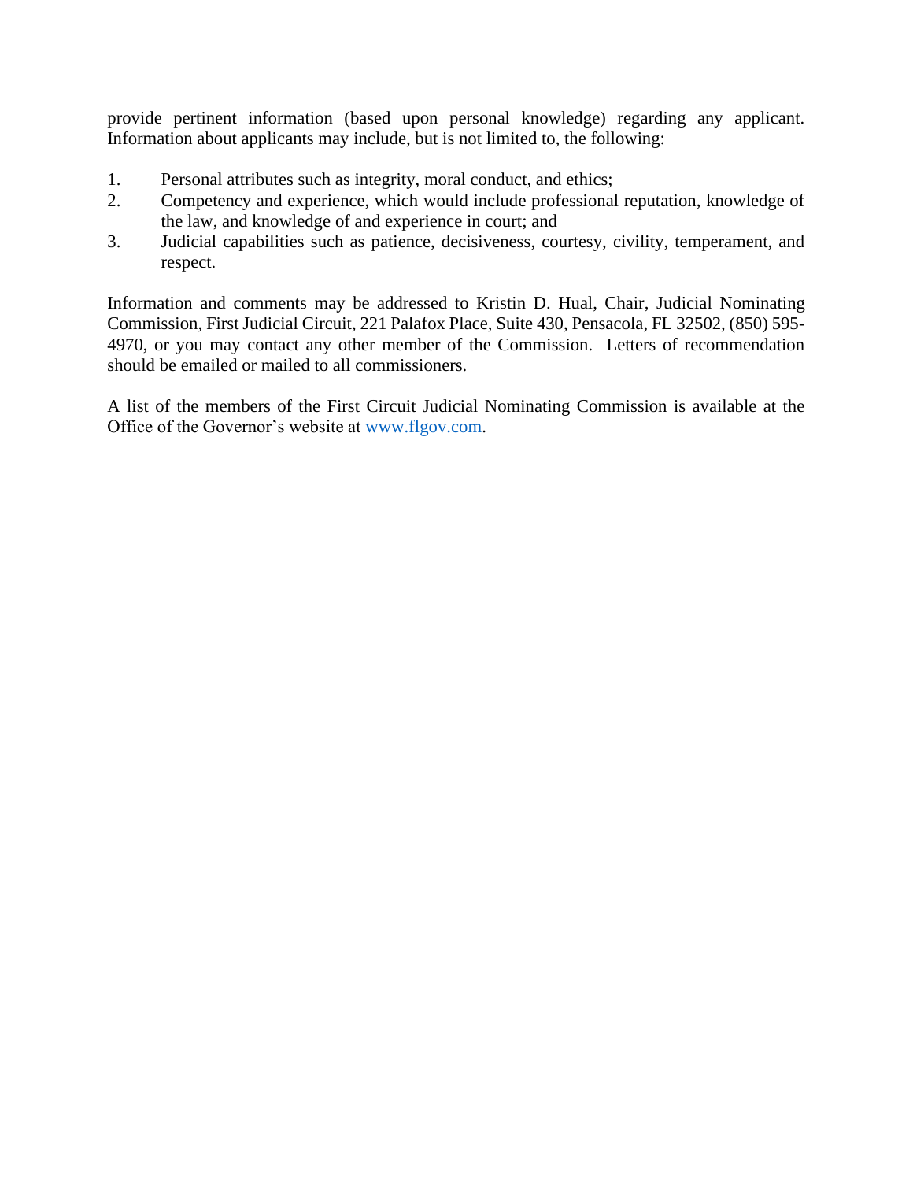provide pertinent information (based upon personal knowledge) regarding any applicant. Information about applicants may include, but is not limited to, the following:

1. Personal attributes such as integrity, moral conduct, and ethics;
2. Competency and experience, which would include professional reputation, knowledge of the law, and knowledge of and experience in court; and
3. Judicial capabilities such as patience, decisiveness, courtesy, civility, temperament, and respect.

Information and comments may be addressed to Kristin D. Hual, Chair, Judicial Nominating Commission, First Judicial Circuit, 221 Palafox Place, Suite 430, Pensacola, FL 32502, (850) 595-4970, or you may contact any other member of the Commission. Letters of recommendation should be emailed or mailed to all commissioners.

A list of the members of the First Circuit Judicial Nominating Commission is available at the Office of the Governor's website at [www.flgov.com](http://www.flgov.com).